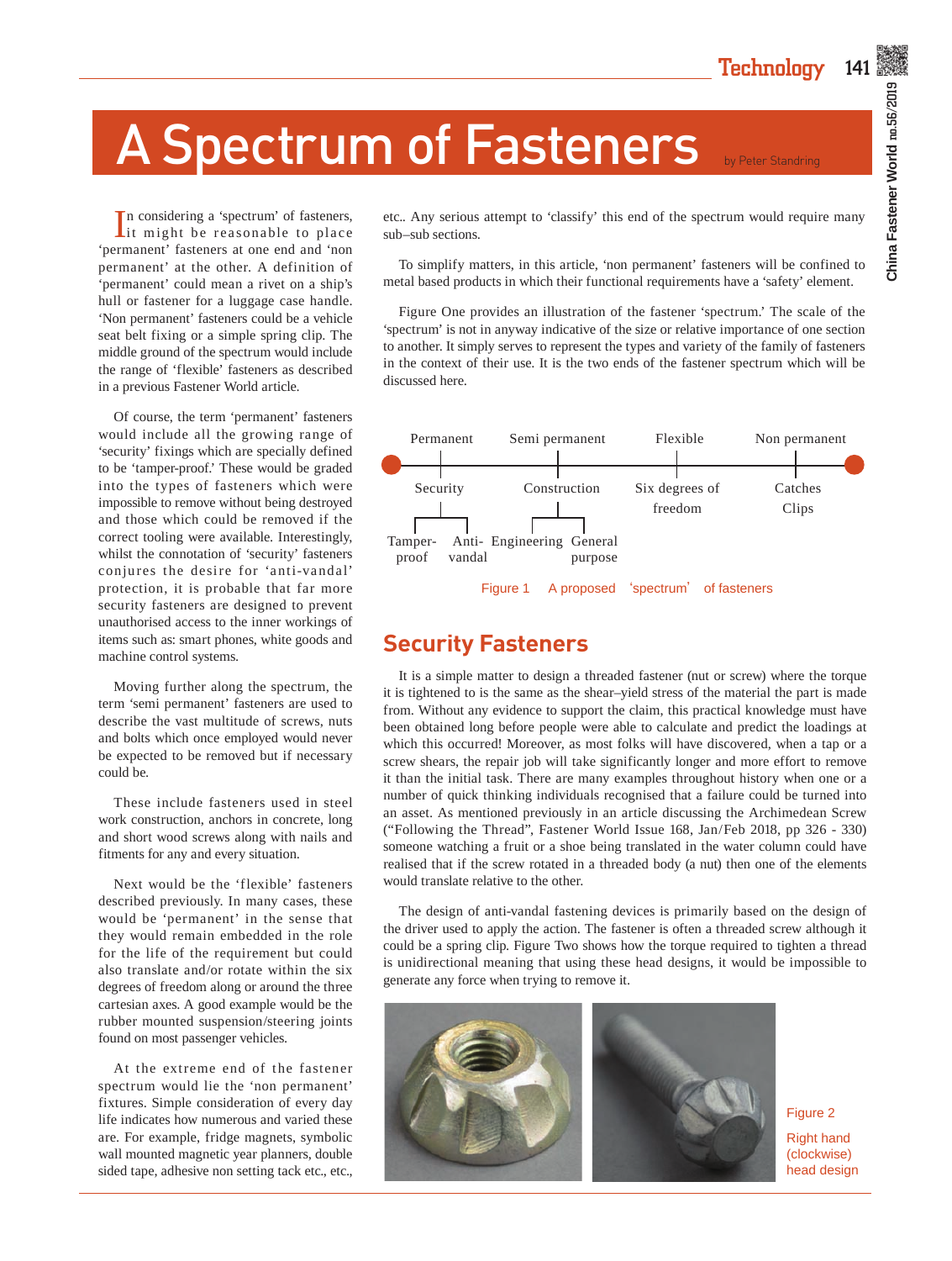# A Spectrum of Fasteners

by Peter Standring

In considering a 'spectrum' of fasteners, it might be reasonable to place 'permanent' fasteners at one end and 'non permanent' at the other. A definition of 'permanent' could mean a rivet on a ship's hull or fastener for a luggage case handle. 'Non permanent' fasteners could be a vehicle seat belt fixing or a simple spring clip. The middle ground of the spectrum would include the range of 'flexible' fasteners as described in a previous Fastener World article.

Of course, the term 'permanent' fasteners would include all the growing range of 'security' fixings which are specially defined to be 'tamper-proof.' These would be graded into the types of fasteners which were impossible to remove without being destroyed and those which could be removed if the correct tooling were available. Interestingly, whilst the connotation of 'security' fasteners conjures the desire for 'anti-vandal' protection, it is probable that far more security fasteners are designed to prevent unauthorised access to the inner workings of items such as: smart phones, white goods and machine control systems.

Moving further along the spectrum, the term 'semi permanent' fasteners are used to describe the vast multitude of screws, nuts and bolts which once employed would never be expected to be removed but if necessary could be.

These include fasteners used in steel work construction, anchors in concrete, long and short wood screws along with nails and fitments for any and every situation.

Next would be the 'flexible' fasteners described previously. In many cases, these would be 'permanent' in the sense that they would remain embedded in the role for the life of the requirement but could also translate and/or rotate within the six degrees of freedom along or around the three cartesian axes. A good example would be the rubber mounted suspension/steering joints found on most passenger vehicles.

At the extreme end of the fastener spectrum would lie the 'non permanent' fixtures. Simple consideration of every day life indicates how numerous and varied these are. For example, fridge magnets, symbolic wall mounted magnetic year planners, double sided tape, adhesive non setting tack etc., etc., etc.. Any serious attempt to 'classify' this end of the spectrum would require many sub–sub sections.

To simplify matters, in this article, 'non permanent' fasteners will be confined to metal based products in which their functional requirements have a 'safety' element.

Figure One provides an illustration of the fastener 'spectrum.' The scale of the 'spectrum' is not in anyway indicative of the size or relative importance of one section to another. It simply serves to represent the types and variety of the family of fasteners in the context of their use. It is the two ends of the fastener spectrum which will be discussed here.

Permanent — Semi permanent — Flexible — Non permanent

- Permanent: Security
  - Tamper-proof
  - Anti-vandal
- Semi permanent: Construction
  - Engineering
  - General purpose
- Flexible: Six degrees of freedom
- Non permanent: Catches Clips

Figure 1 A proposed 'spectrum' of fasteners

## Security Fasteners

It is a simple matter to design a threaded fastener (nut or screw) where the torque it is tightened to is the same as the shear–yield stress of the material the part is made from. Without any evidence to support the claim, this practical knowledge must have been obtained long before people were able to calculate and predict the loadings at which this occurred! Moreover, as most folks will have discovered, when a tap or a screw shears, the repair job will take significantly longer and more effort to remove it than the initial task. There are many examples throughout history when one or a number of quick thinking individuals recognised that a failure could be turned into an asset. As mentioned previously in an article discussing the Archimedean Screw ("Following the Thread", Fastener World Issue 168, Jan/Feb 2018, pp 326 - 330) someone watching a fruit or a shoe being translated in the water column could have realised that if the screw rotated in a threaded body (a nut) then one of the elements would translate relative to the other.

The design of anti-vandal fastening devices is primarily based on the design of the driver used to apply the action. The fastener is often a threaded screw although it could be a spring clip. Figure Two shows how the torque required to tighten a thread is unidirectional meaning that using these head designs, it would be impossible to generate any force when trying to remove it.

Figure 2 Right hand (clockwise) head design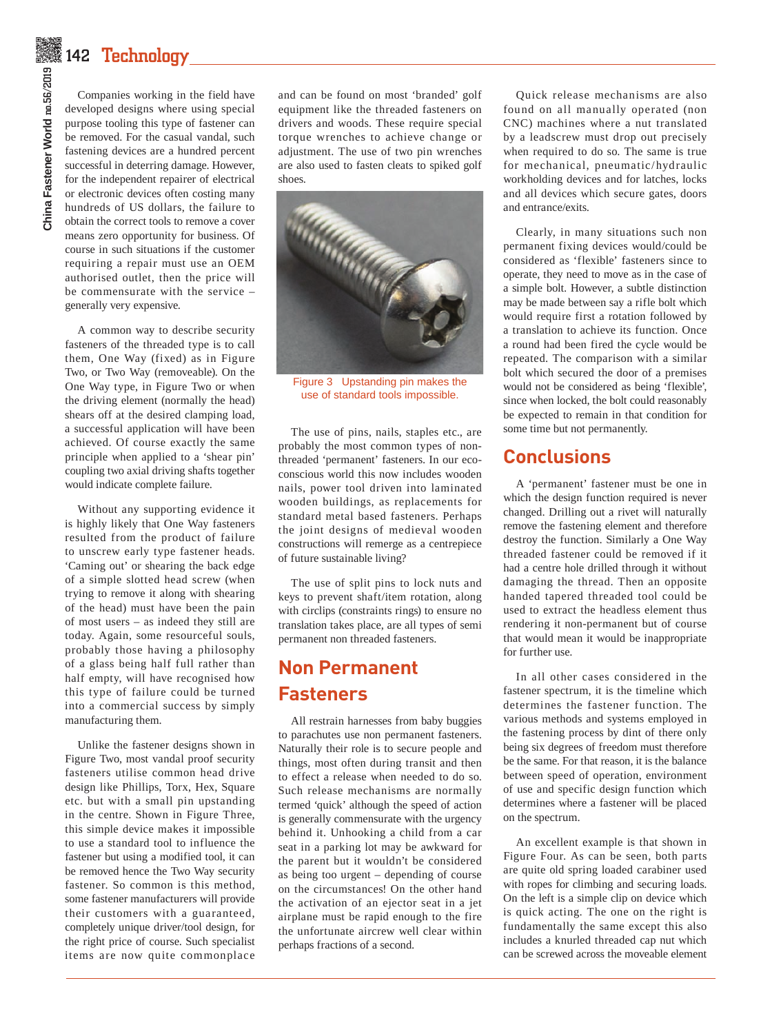Companies working in the field have developed designs where using special purpose tooling this type of fastener can be removed. For the casual vandal, such fastening devices are a hundred percent successful in deterring damage. However, for the independent repairer of electrical or electronic devices often costing many hundreds of US dollars, the failure to obtain the correct tools to remove a cover means zero opportunity for business. Of course in such situations if the customer requiring a repair must use an OEM authorised outlet, then the price will be commensurate with the service – generally very expensive.

A common way to describe security fasteners of the threaded type is to call them, One Way (fixed) as in Figure Two, or Two Way (removeable). On the One Way type, in Figure Two or when the driving element (normally the head) shears off at the desired clamping load, a successful application will have been achieved. Of course exactly the same principle when applied to a 'shear pin' coupling two axial driving shafts together would indicate complete failure.

Without any supporting evidence it is highly likely that One Way fasteners resulted from the product of failure to unscrew early type fastener heads. 'Caming out' or shearing the back edge of a simple slotted head screw (when trying to remove it along with shearing of the head) must have been the pain of most users – as indeed they still are today. Again, some resourceful souls, probably those having a philosophy of a glass being half full rather than half empty, will have recognised how this type of failure could be turned into a commercial success by simply manufacturing them.

Unlike the fastener designs shown in Figure Two, most vandal proof security fasteners utilise common head drive design like Phillips, Torx, Hex, Square etc. but with a small pin upstanding in the centre. Shown in Figure Three, this simple device makes it impossible to use a standard tool to influence the fastener but using a modified tool, it can be removed hence the Two Way security fastener. So common is this method, some fastener manufacturers will provide their customers with a guaranteed, completely unique driver/tool design, for the right price of course. Such specialist items are now quite commonplace and can be found on most 'branded' golf equipment like the threaded fasteners on drivers and woods. These require special torque wrenches to achieve change or adjustment. The use of two pin wrenches are also used to fasten cleats to spiked golf shoes.

Figure 3 Upstanding pin makes the use of standard tools impossible.

The use of pins, nails, staples etc., are probably the most common types of non-threaded 'permanent' fasteners. In our eco-conscious world this now includes wooden nails, power tool driven into laminated wooden buildings, as replacements for standard metal based fasteners. Perhaps the joint designs of medieval wooden constructions will remerge as a centrepiece of future sustainable living?

The use of split pins to lock nuts and keys to prevent shaft/item rotation, along with circlips (constraints rings) to ensure no translation takes place, are all types of semi permanent non threaded fasteners.

## Non Permanent Fasteners

All restrain harnesses from baby buggies to parachutes use non permanent fasteners. Naturally their role is to secure people and things, most often during transit and then to effect a release when needed to do so. Such release mechanisms are normally termed 'quick' although the speed of action is generally commensurate with the urgency behind it. Unhooking a child from a car seat in a parking lot may be awkward for the parent but it wouldn't be considered as being too urgent – depending of course on the circumstances! On the other hand the activation of an ejector seat in a jet airplane must be rapid enough to the fire the unfortunate aircrew well clear within perhaps fractions of a second.

Quick release mechanisms are also found on all manually operated (non CNC) machines where a nut translated by a leadscrew must drop out precisely when required to do so. The same is true for mechanical, pneumatic/hydraulic workholding devices and for latches, locks and all devices which secure gates, doors and entrance/exits.

Clearly, in many situations such non permanent fixing devices would/could be considered as 'flexible' fasteners since to operate, they need to move as in the case of a simple bolt. However, a subtle distinction may be made between say a rifle bolt which would require first a rotation followed by a translation to achieve its function. Once a round had been fired the cycle would be repeated. The comparison with a similar bolt which secured the door of a premises would not be considered as being 'flexible', since when locked, the bolt could reasonably be expected to remain in that condition for some time but not permanently.

## Conclusions

A 'permanent' fastener must be one in which the design function required is never changed. Drilling out a rivet will naturally remove the fastening element and therefore destroy the function. Similarly a One Way threaded fastener could be removed if it had a centre hole drilled through it without damaging the thread. Then an opposite handed tapered threaded tool could be used to extract the headless element thus rendering it non-permanent but of course that would mean it would be inappropriate for further use.

In all other cases considered in the fastener spectrum, it is the timeline which determines the fastener function. The various methods and systems employed in the fastening process by dint of there only being six degrees of freedom must therefore be the same. For that reason, it is the balance between speed of operation, environment of use and specific design function which determines where a fastener will be placed on the spectrum.

An excellent example is that shown in Figure Four. As can be seen, both parts are quite old spring loaded carabiner used with ropes for climbing and securing loads. On the left is a simple clip on device which is quick acting. The one on the right is fundamentally the same except this also includes a knurled threaded cap nut which can be screwed across the moveable element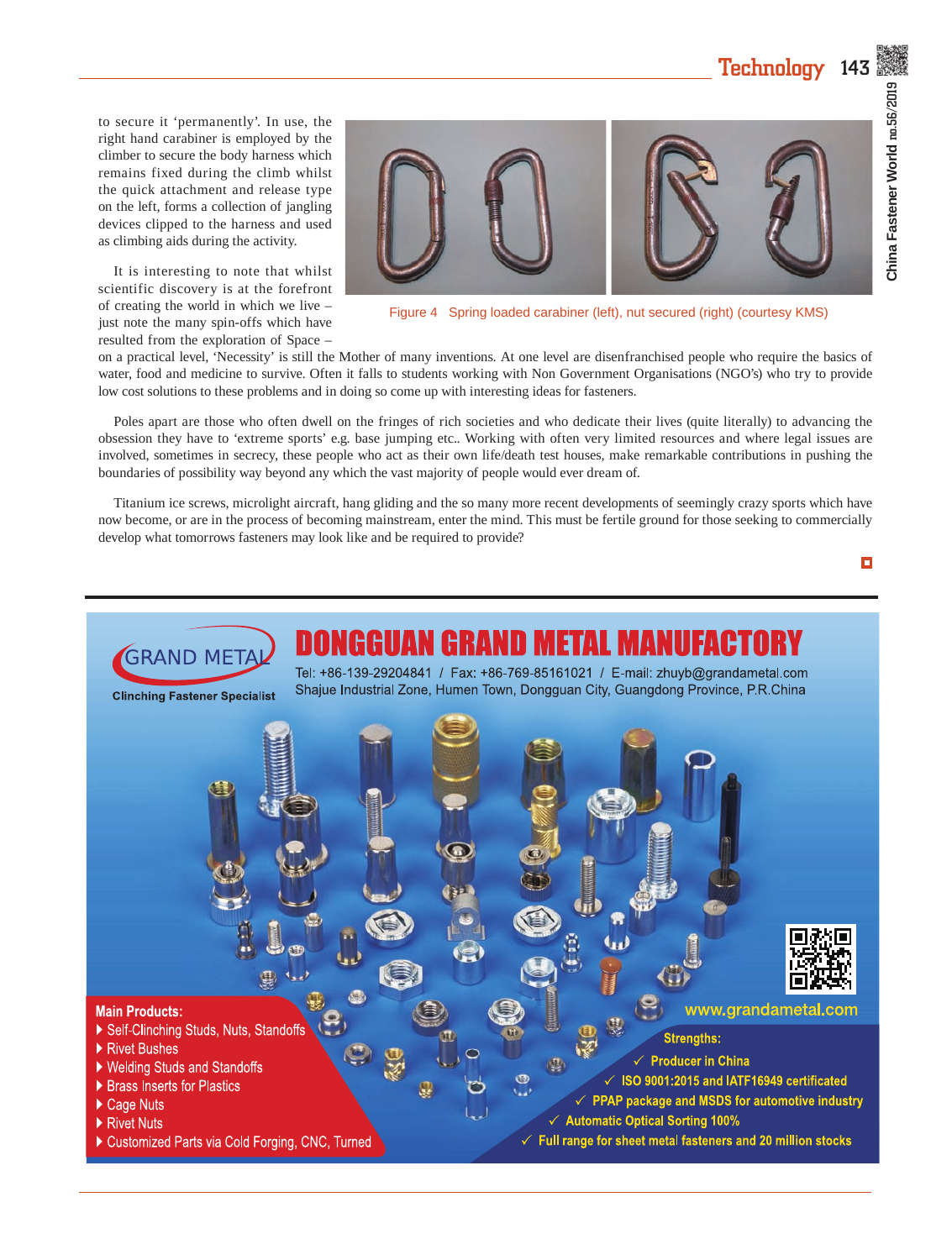to secure it 'permanently'. In use, the right hand carabiner is employed by the climber to secure the body harness which remains fixed during the climb whilst the quick attachment and release type on the left, forms a collection of jangling devices clipped to the harness and used as climbing aids during the activity.

Figure 4 Spring loaded carabiner (left), nut secured (right) (courtesy KMS)

It is interesting to note that whilst scientific discovery is at the forefront of creating the world in which we live – just note the many spin-offs which have resulted from the exploration of Space – on a practical level, 'Necessity' is still the Mother of many inventions. At one level are disenfranchised people who require the basics of water, food and medicine to survive. Often it falls to students working with Non Government Organisations (NGO's) who try to provide low cost solutions to these problems and in doing so come up with interesting ideas for fasteners.

Poles apart are those who often dwell on the fringes of rich societies and who dedicate their lives (quite literally) to advancing the obsession they have to 'extreme sports' e.g. base jumping etc.. Working with often very limited resources and where legal issues are involved, sometimes in secrecy, these people who act as their own life/death test houses, make remarkable contributions in pushing the boundaries of possibility way beyond any which the vast majority of people would ever dream of.

Titanium ice screws, microlight aircraft, hang gliding and the so many more recent developments of seemingly crazy sports which have now become, or are in the process of becoming mainstream, enter the mind. This must be fertile ground for those seeking to commercially develop what tomorrows fasteners may look like and be required to provide?